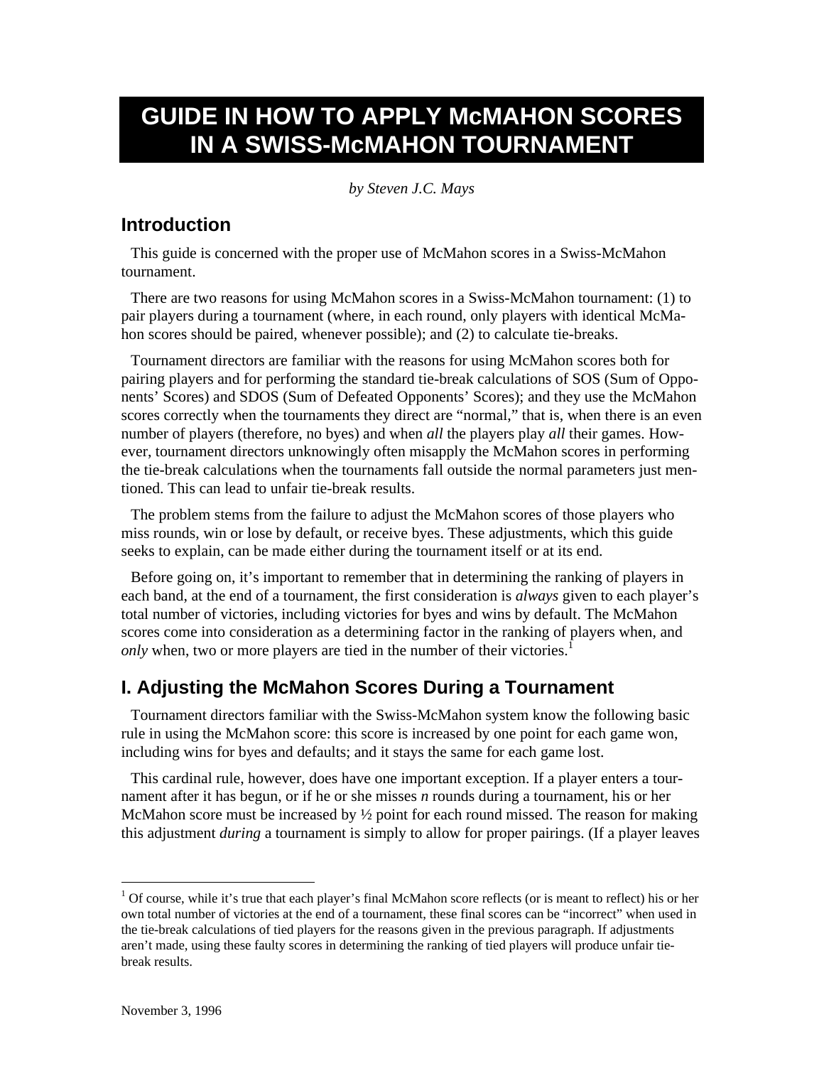# GUIDE IN HOW TO APPLY McMAHON SCORES IN A SWISS-McMAHON TOURNAMENT

*by Steven J.C. Mays*

## Introduction

This guide is concerned with the proper use of McMahon scores in a Swiss-McMahon tournament.

There are two reasons for using McMahon scores in a Swiss-McMahon tournament: (1) to pair players during a tournament (where, in each round, only players with identical McMahon scores should be paired, whenever possible); and (2) to calculate tie-breaks.

Tournament directors are familiar with the reasons for using McMahon scores both for pairing players and for performing the standard tie-break calculations of SOS (Sum of Opponents' Scores) and SDOS (Sum of Defeated Opponents' Scores); and they use the McMahon scores correctly when the tournaments they direct are "normal," that is, when there is an even number of players (therefore, no byes) and when *all* the players play *all* their games. However, tournament directors unknowingly often misapply the McMahon scores in performing the tie-break calculations when the tournaments fall outside the normal parameters just mentioned. This can lead to unfair tie-break results.

The problem stems from the failure to adjust the McMahon scores of those players who miss rounds, win or lose by default, or receive byes. These adjustments, which this guide seeks to explain, can be made either during the tournament itself or at its end.

Before going on, it's important to remember that in determining the ranking of players in each band, at the end of a tournament, the first consideration is *always* given to each player's total number of victories, including victories for byes and wins by default. The McMahon scores come into consideration as a determining factor in the ranking of players when, and *only* when, two or more players are tied in the number of their victories.[1]

## I. Adjusting the McMahon Scores During a Tournament

Tournament directors familiar with the Swiss-McMahon system know the following basic rule in using the McMahon score: this score is increased by one point for each game won, including wins for byes and defaults; and it stays the same for each game lost.

This cardinal rule, however, does have one important exception. If a player enters a tournament after it has begun, or if he or she misses *n* rounds during a tournament, his or her McMahon score must be increased by ½ point for each round missed. The reason for making this adjustment *during* a tournament is simply to allow for proper pairings. (If a player leaves

[1] Of course, while it's true that each player's final McMahon score reflects (or is meant to reflect) his or her own total number of victories at the end of a tournament, these final scores can be "incorrect" when used in the tie-break calculations of tied players for the reasons given in the previous paragraph. If adjustments aren't made, using these faulty scores in determining the ranking of tied players will produce unfair tie-break results.

November 3, 1996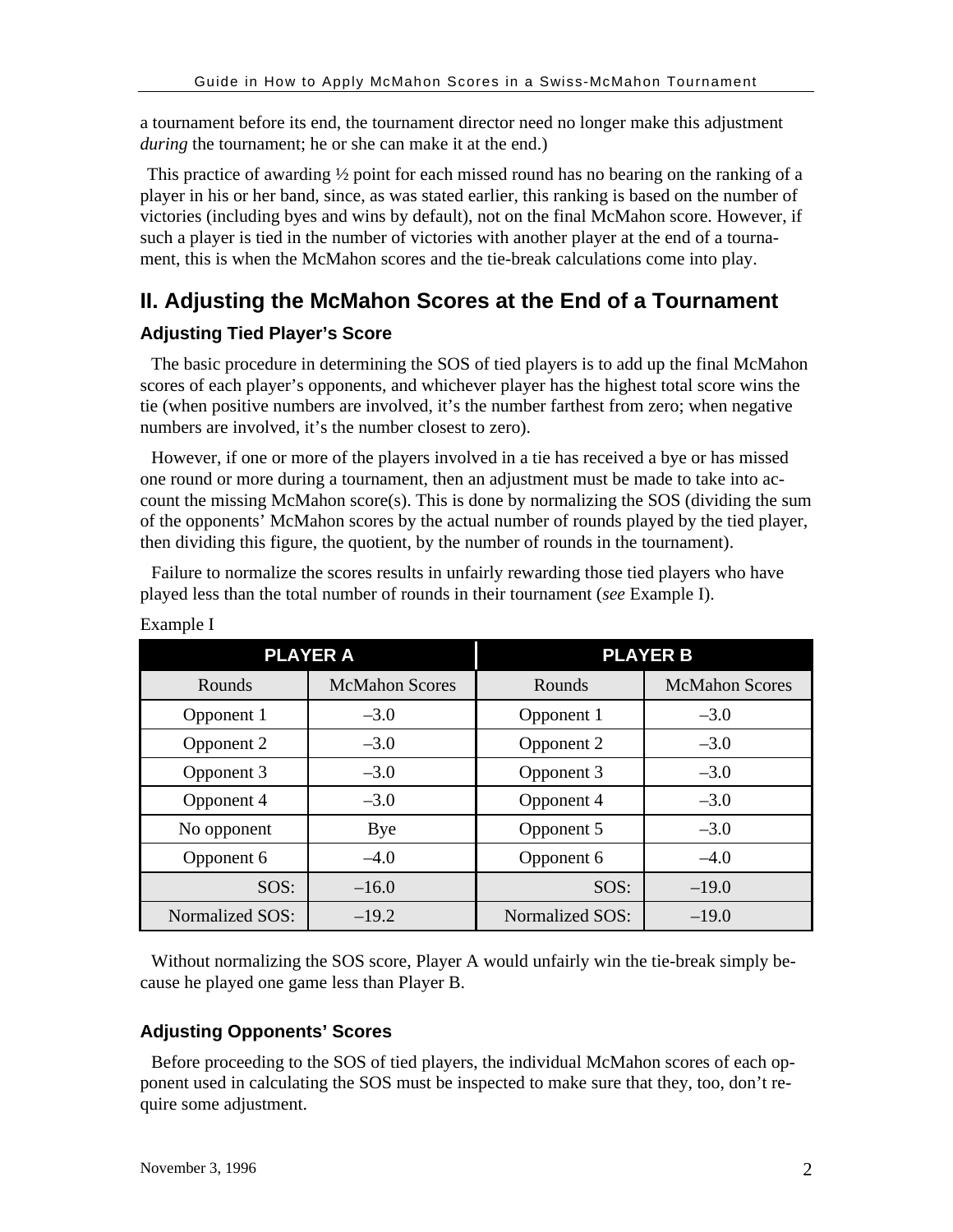a tournament before its end, the tournament director need no longer make this adjustment *during* the tournament; he or she can make it at the end.)

This practice of awarding ½ point for each missed round has no bearing on the ranking of a player in his or her band, since, as was stated earlier, this ranking is based on the number of victories (including byes and wins by default), not on the final McMahon score. However, if such a player is tied in the number of victories with another player at the end of a tournament, this is when the McMahon scores and the tie-break calculations come into play.

## II. Adjusting the McMahon Scores at the End of a Tournament

### Adjusting Tied Player's Score

The basic procedure in determining the SOS of tied players is to add up the final McMahon scores of each player's opponents, and whichever player has the highest total score wins the tie (when positive numbers are involved, it's the number farthest from zero; when negative numbers are involved, it's the number closest to zero).

However, if one or more of the players involved in a tie has received a bye or has missed one round or more during a tournament, then an adjustment must be made to take into account the missing McMahon score(s). This is done by normalizing the SOS (dividing the sum of the opponents' McMahon scores by the actual number of rounds played by the tied player, then dividing this figure, the quotient, by the number of rounds in the tournament).

Failure to normalize the scores results in unfairly rewarding those tied players who have played less than the total number of rounds in their tournament (*see* Example I).

Example I

| PLAYER A | | PLAYER B | |
|---|---|---|---|
| Rounds | McMahon Scores | Rounds | McMahon Scores |
| Opponent 1 | –3.0 | Opponent 1 | –3.0 |
| Opponent 2 | –3.0 | Opponent 2 | –3.0 |
| Opponent 3 | –3.0 | Opponent 3 | –3.0 |
| Opponent 4 | –3.0 | Opponent 4 | –3.0 |
| No opponent | Bye | Opponent 5 | –3.0 |
| Opponent 6 | –4.0 | Opponent 6 | –4.0 |
| SOS: | –16.0 | SOS: | –19.0 |
| Normalized SOS: | –19.2 | Normalized SOS: | –19.0 |

Without normalizing the SOS score, Player A would unfairly win the tie-break simply because he played one game less than Player B.

### Adjusting Opponents' Scores

Before proceeding to the SOS of tied players, the individual McMahon scores of each opponent used in calculating the SOS must be inspected to make sure that they, too, don't require some adjustment.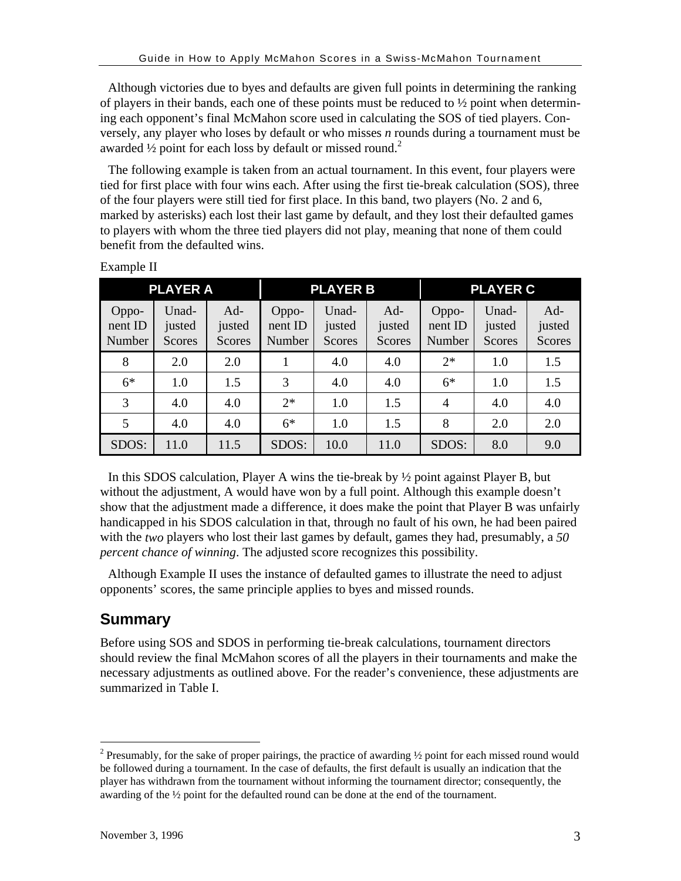Although victories due to byes and defaults are given full points in determining the ranking of players in their bands, each one of these points must be reduced to ½ point when determining each opponent's final McMahon score used in calculating the SOS of tied players. Conversely, any player who loses by default or who misses *n* rounds during a tournament must be awarded ½ point for each loss by default or missed round.[2]

The following example is taken from an actual tournament. In this event, four players were tied for first place with four wins each. After using the first tie-break calculation (SOS), three of the four players were still tied for first place. In this band, two players (No. 2 and 6, marked by asterisks) each lost their last game by default, and they lost their defaulted games to players with whom the three tied players did not play, meaning that none of them could benefit from the defaulted wins.

Example II

| PLAYER A | | | PLAYER B | | | PLAYER C | | |
|---|---|---|---|---|---|---|---|---|
| Opponent ID Number | Unadjusted Scores | Adjusted Scores | Opponent ID Number | Unadjusted Scores | Adjusted Scores | Opponent ID Number | Unadjusted Scores | Adjusted Scores |
| 8 | 2.0 | 2.0 | 1 | 4.0 | 4.0 | 2* | 1.0 | 1.5 |
| 6* | 1.0 | 1.5 | 3 | 4.0 | 4.0 | 6* | 1.0 | 1.5 |
| 3 | 4.0 | 4.0 | 2* | 1.0 | 1.5 | 4 | 4.0 | 4.0 |
| 5 | 4.0 | 4.0 | 6* | 1.0 | 1.5 | 8 | 2.0 | 2.0 |
| SDOS: | 11.0 | 11.5 | SDOS: | 10.0 | 11.0 | SDOS: | 8.0 | 9.0 |

In this SDOS calculation, Player A wins the tie-break by ½ point against Player B, but without the adjustment, A would have won by a full point. Although this example doesn't show that the adjustment made a difference, it does make the point that Player B was unfairly handicapped in his SDOS calculation in that, through no fault of his own, he had been paired with the *two* players who lost their last games by default, games they had, presumably, a *50 percent chance of winning*. The adjusted score recognizes this possibility.

Although Example II uses the instance of defaulted games to illustrate the need to adjust opponents' scores, the same principle applies to byes and missed rounds.

## Summary

Before using SOS and SDOS in performing tie-break calculations, tournament directors should review the final McMahon scores of all the players in their tournaments and make the necessary adjustments as outlined above. For the reader's convenience, these adjustments are summarized in Table I.

---

[2] Presumably, for the sake of proper pairings, the practice of awarding ½ point for each missed round would be followed during a tournament. In the case of defaults, the first default is usually an indication that the player has withdrawn from the tournament without informing the tournament director; consequently, the awarding of the ½ point for the defaulted round can be done at the end of the tournament.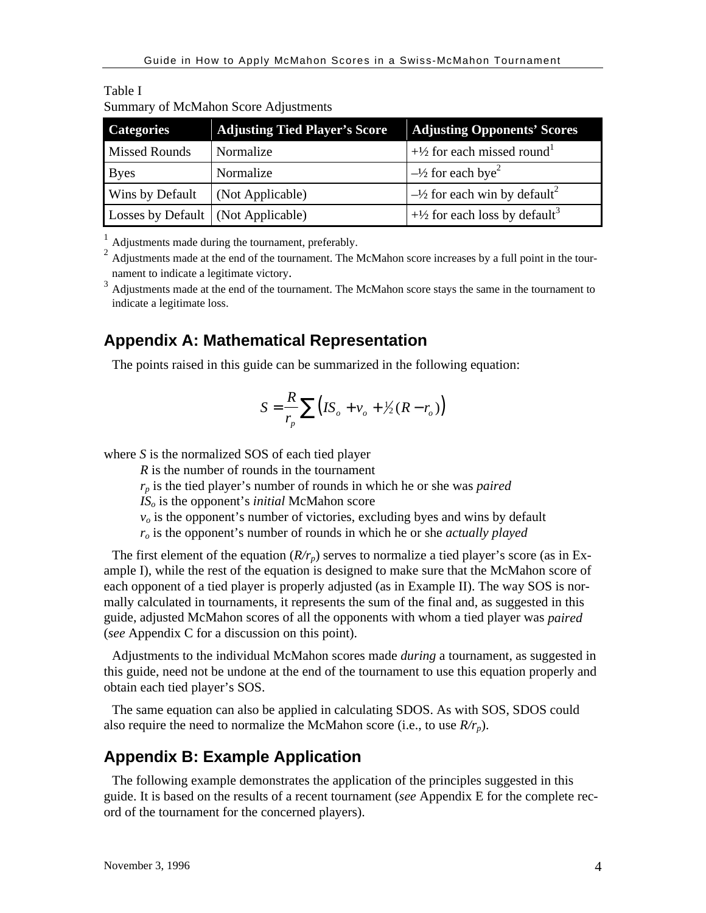Table I
Summary of McMahon Score Adjustments

| Categories | Adjusting Tied Player's Score | Adjusting Opponents' Scores |
|---|---|---|
| Missed Rounds | Normalize | +½ for each missed round[1] |
| Byes | Normalize | –½ for each bye[2] |
| Wins by Default | (Not Applicable) | –½ for each win by default[2] |
| Losses by Default | (Not Applicable) | +½ for each loss by default[3] |

[1] Adjustments made during the tournament, preferably.

[2] Adjustments made at the end of the tournament. The McMahon score increases by a full point in the tournament to indicate a legitimate victory.

[3] Adjustments made at the end of the tournament. The McMahon score stays the same in the tournament to indicate a legitimate loss.

## Appendix A: Mathematical Representation

The points raised in this guide can be summarized in the following equation:

$$S = \frac{R}{r_p} \sum \left( IS_o + v_o + \tfrac{1}{2}(R - r_o) \right)$$

where $S$ is the normalized SOS of each tied player

$R$ is the number of rounds in the tournament

$r_p$ is the tied player's number of rounds in which he or she was *paired*

$IS_o$ is the opponent's *initial* McMahon score

$v_o$ is the opponent's number of victories, excluding byes and wins by default

$r_o$ is the opponent's number of rounds in which he or she *actually played*

The first element of the equation ($R/r_p$) serves to normalize a tied player's score (as in Example I), while the rest of the equation is designed to make sure that the McMahon score of each opponent of a tied player is properly adjusted (as in Example II). The way SOS is normally calculated in tournaments, it represents the sum of the final and, as suggested in this guide, adjusted McMahon scores of all the opponents with whom a tied player was *paired* (*see* Appendix C for a discussion on this point).

Adjustments to the individual McMahon scores made *during* a tournament, as suggested in this guide, need not be undone at the end of the tournament to use this equation properly and obtain each tied player's SOS.

The same equation can also be applied in calculating SDOS. As with SOS, SDOS could also require the need to normalize the McMahon score (i.e., to use $R/r_p$).

## Appendix B: Example Application

The following example demonstrates the application of the principles suggested in this guide. It is based on the results of a recent tournament (*see* Appendix E for the complete record of the tournament for the concerned players).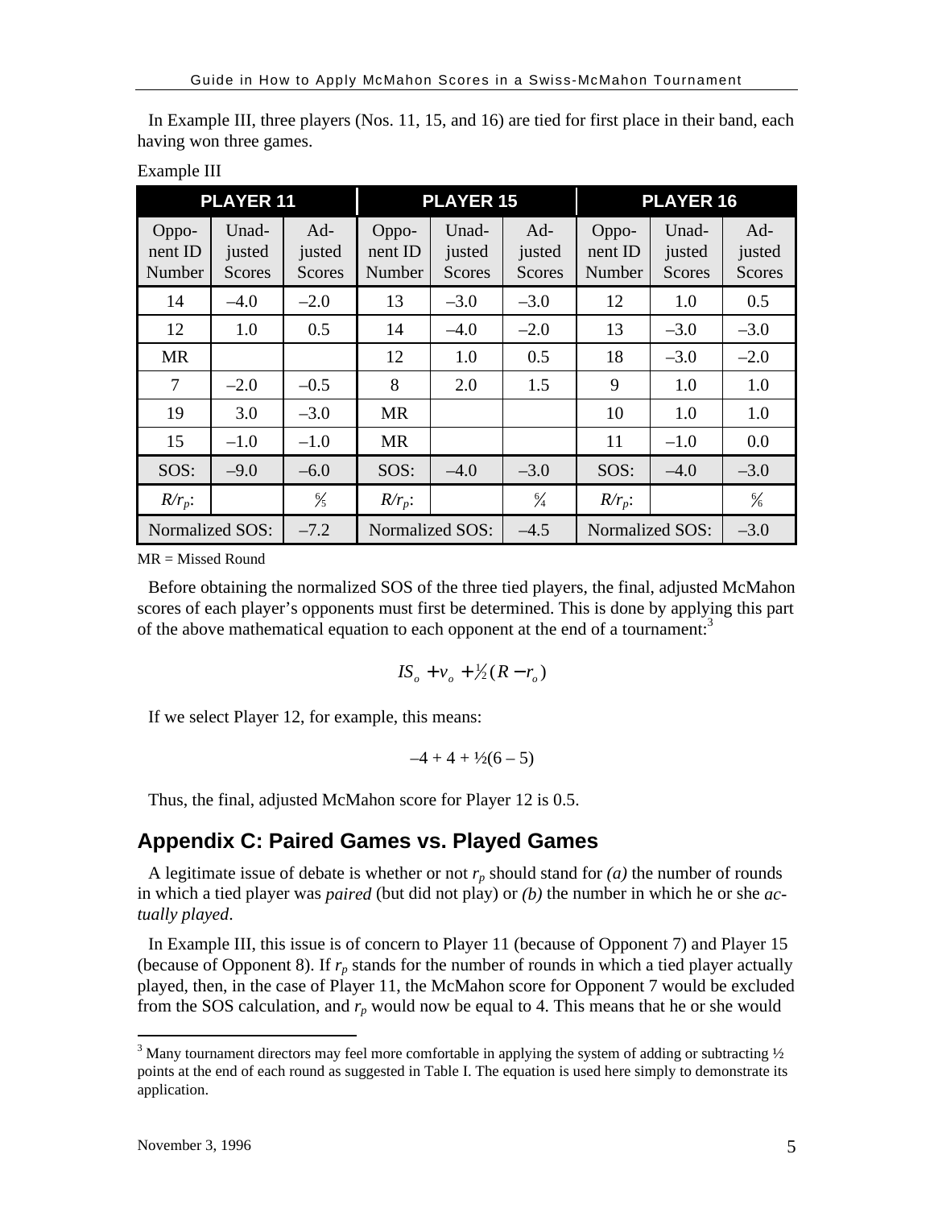In Example III, three players (Nos. 11, 15, and 16) are tied for first place in their band, each having won three games.

Example III

| PLAYER 11 | | | PLAYER 15 | | | PLAYER 16 | | |
|---|---|---|---|---|---|---|---|---|
| Opponent ID Number | Unadjusted Scores | Adjusted Scores | Opponent ID Number | Unadjusted Scores | Adjusted Scores | Opponent ID Number | Unadjusted Scores | Adjusted Scores |
| 14 | –4.0 | –2.0 | 13 | –3.0 | –3.0 | 12 | 1.0 | 0.5 |
| 12 | 1.0 | 0.5 | 14 | –4.0 | –2.0 | 13 | –3.0 | –3.0 |
| MR | | | 12 | 1.0 | 0.5 | 18 | –3.0 | –2.0 |
| 7 | –2.0 | –0.5 | 8 | 2.0 | 1.5 | 9 | 1.0 | 1.0 |
| 19 | 3.0 | –3.0 | MR | | | 10 | 1.0 | 1.0 |
| 15 | –1.0 | –1.0 | MR | | | 11 | –1.0 | 0.0 |
| SOS: | –9.0 | –6.0 | SOS: | –4.0 | –3.0 | SOS: | –4.0 | –3.0 |
| $R/r_p$: | | $\frac{6}{5}$ | $R/r_p$: | | $\frac{6}{4}$ | $R/r_p$: | | $\frac{6}{6}$ |
| Normalized SOS: | | –7.2 | Normalized SOS: | | –4.5 | Normalized SOS: | | –3.0 |

MR = Missed Round

Before obtaining the normalized SOS of the three tied players, the final, adjusted McMahon scores of each player's opponents must first be determined. This is done by applying this part of the above mathematical equation to each opponent at the end of a tournament:[3]

$$IS_o + v_o + \tfrac{1}{2}(R - r_o)$$

If we select Player 12, for example, this means:

$$-4 + 4 + \tfrac{1}{2}(6 - 5)$$

Thus, the final, adjusted McMahon score for Player 12 is 0.5.

## Appendix C: Paired Games vs. Played Games

A legitimate issue of debate is whether or not $r_p$ should stand for *(a)* the number of rounds in which a tied player was *paired* (but did not play) or *(b)* the number in which he or she *actually played*.

In Example III, this issue is of concern to Player 11 (because of Opponent 7) and Player 15 (because of Opponent 8). If $r_p$ stands for the number of rounds in which a tied player actually played, then, in the case of Player 11, the McMahon score for Opponent 7 would be excluded from the SOS calculation, and $r_p$ would now be equal to 4. This means that he or she would

[3] Many tournament directors may feel more comfortable in applying the system of adding or subtracting ½ points at the end of each round as suggested in Table I. The equation is used here simply to demonstrate its application.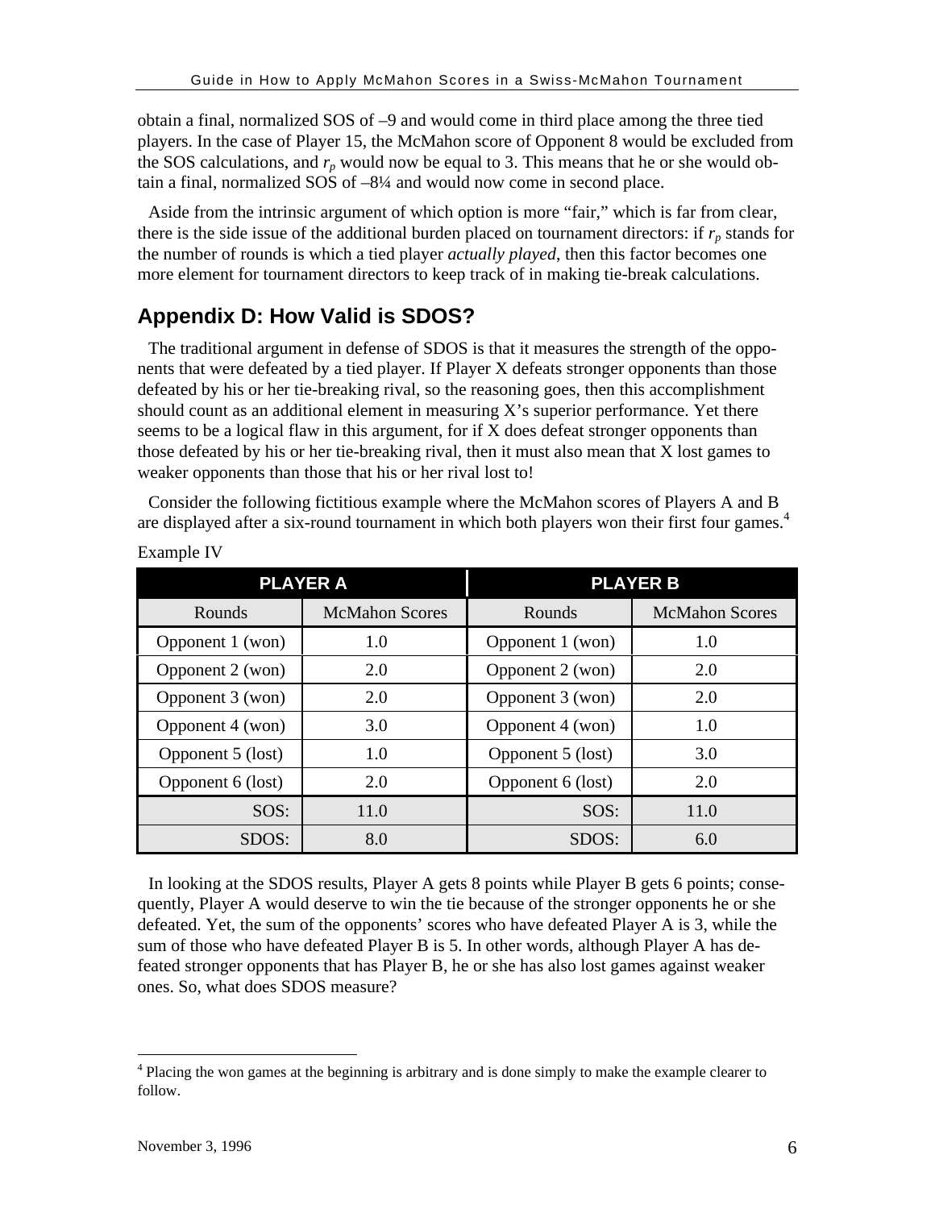obtain a final, normalized SOS of –9 and would come in third place among the three tied players. In the case of Player 15, the McMahon score of Opponent 8 would be excluded from the SOS calculations, and $r_p$ would now be equal to 3. This means that he or she would obtain a final, normalized SOS of –8¼ and would now come in second place.

Aside from the intrinsic argument of which option is more "fair," which is far from clear, there is the side issue of the additional burden placed on tournament directors: if $r_p$ stands for the number of rounds is which a tied player *actually played*, then this factor becomes one more element for tournament directors to keep track of in making tie-break calculations.

## Appendix D: How Valid is SDOS?

The traditional argument in defense of SDOS is that it measures the strength of the opponents that were defeated by a tied player. If Player X defeats stronger opponents than those defeated by his or her tie-breaking rival, so the reasoning goes, then this accomplishment should count as an additional element in measuring X's superior performance. Yet there seems to be a logical flaw in this argument, for if X does defeat stronger opponents than those defeated by his or her tie-breaking rival, then it must also mean that X lost games to weaker opponents than those that his or her rival lost to!

Consider the following fictitious example where the McMahon scores of Players A and B are displayed after a six-round tournament in which both players won their first four games.[4]

Example IV

| PLAYER A | | PLAYER B | |
|---|---|---|---|
| Rounds | McMahon Scores | Rounds | McMahon Scores |
| Opponent 1 (won) | 1.0 | Opponent 1 (won) | 1.0 |
| Opponent 2 (won) | 2.0 | Opponent 2 (won) | 2.0 |
| Opponent 3 (won) | 2.0 | Opponent 3 (won) | 2.0 |
| Opponent 4 (won) | 3.0 | Opponent 4 (won) | 1.0 |
| Opponent 5 (lost) | 1.0 | Opponent 5 (lost) | 3.0 |
| Opponent 6 (lost) | 2.0 | Opponent 6 (lost) | 2.0 |
| SOS: | 11.0 | SOS: | 11.0 |
| SDOS: | 8.0 | SDOS: | 6.0 |

In looking at the SDOS results, Player A gets 8 points while Player B gets 6 points; consequently, Player A would deserve to win the tie because of the stronger opponents he or she defeated. Yet, the sum of the opponents' scores who have defeated Player A is 3, while the sum of those who have defeated Player B is 5. In other words, although Player A has defeated stronger opponents that has Player B, he or she has also lost games against weaker ones. So, what does SDOS measure?

[4] Placing the won games at the beginning is arbitrary and is done simply to make the example clearer to follow.

November 3, 1996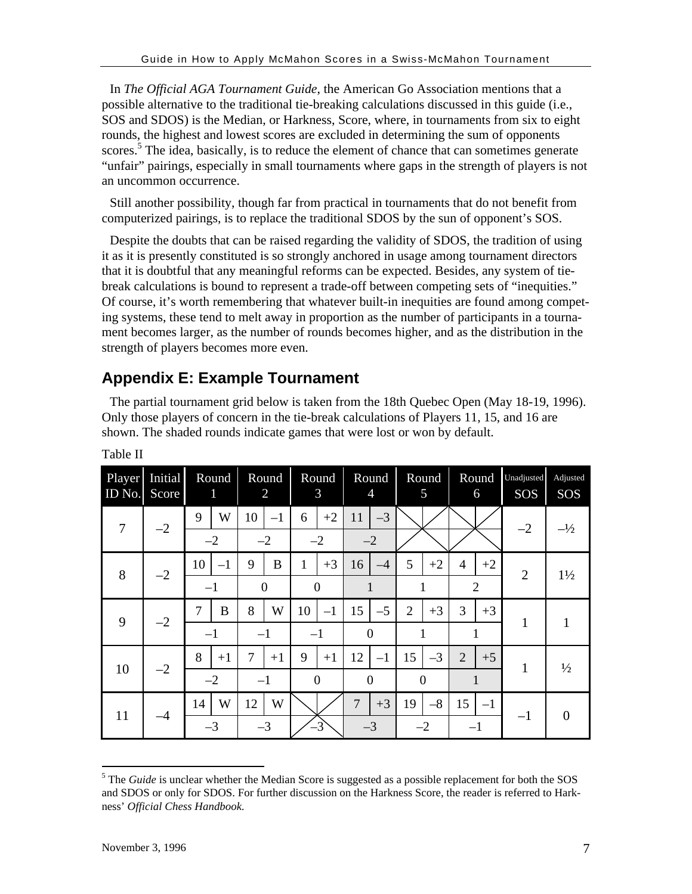In *The Official AGA Tournament Guide*, the American Go Association mentions that a possible alternative to the traditional tie-breaking calculations discussed in this guide (i.e., SOS and SDOS) is the Median, or Harkness, Score, where, in tournaments from six to eight rounds, the highest and lowest scores are excluded in determining the sum of opponents scores.[5] The idea, basically, is to reduce the element of chance that can sometimes generate "unfair" pairings, especially in small tournaments where gaps in the strength of players is not an uncommon occurrence.

Still another possibility, though far from practical in tournaments that do not benefit from computerized pairings, is to replace the traditional SDOS by the sun of opponent's SOS.

Despite the doubts that can be raised regarding the validity of SDOS, the tradition of using it as it is presently constituted is so strongly anchored in usage among tournament directors that it is doubtful that any meaningful reforms can be expected. Besides, any system of tie-break calculations is bound to represent a trade-off between competing sets of "inequities." Of course, it's worth remembering that whatever built-in inequities are found among competing systems, these tend to melt away in proportion as the number of participants in a tournament becomes larger, as the number of rounds becomes higher, and as the distribution in the strength of players becomes more even.

## Appendix E: Example Tournament

The partial tournament grid below is taken from the 18th Quebec Open (May 18-19, 1996). Only those players of concern in the tie-break calculations of Players 11, 15, and 16 are shown. The shaded rounds indicate games that were lost or won by default.

Table II

| Player ID No. | Initial Score | Round 1 | | Round 2 | | Round 3 | | Round 4 | | Round 5 | | Round 6 | | Unadjusted SOS | Adjusted SOS |
|---|---|---|---|---|---|---|---|---|---|---|---|---|---|---|---|
| 7 | –2 | 9 | W | 10 | –1 | 6 | +2 | 11 | –3 | | | | | –2 | –½ |
| | | –2 | | –2 | | –2 | | –2 | | | | | | | |
| 8 | –2 | 10 | –1 | 9 | B | 1 | +3 | 16 | –4 | 5 | +2 | 4 | +2 | 2 | 1½ |
| | | –1 | | 0 | | 0 | | 1 | | 1 | | 2 | | | |
| 9 | –2 | 7 | B | 8 | W | 10 | –1 | 15 | –5 | 2 | +3 | 3 | +3 | 1 | 1 |
| | | –1 | | –1 | | –1 | | 0 | | 1 | | 1 | | | |
| 10 | –2 | 8 | +1 | 7 | +1 | 9 | +1 | 12 | –1 | 15 | –3 | 2 | +5 | 1 | ½ |
| | | –2 | | –1 | | 0 | | 0 | | 0 | | 1 | | | |
| 11 | –4 | 14 | W | 12 | W | | | 7 | +3 | 19 | –8 | 15 | –1 | –1 | 0 |
| | | –3 | | –3 | | –3 | | –3 | | –2 | | –1 | | | |

[5] The *Guide* is unclear whether the Median Score is suggested as a possible replacement for both the SOS and SDOS or only for SDOS. For further discussion on the Harkness Score, the reader is referred to Harkness' *Official Chess Handbook*.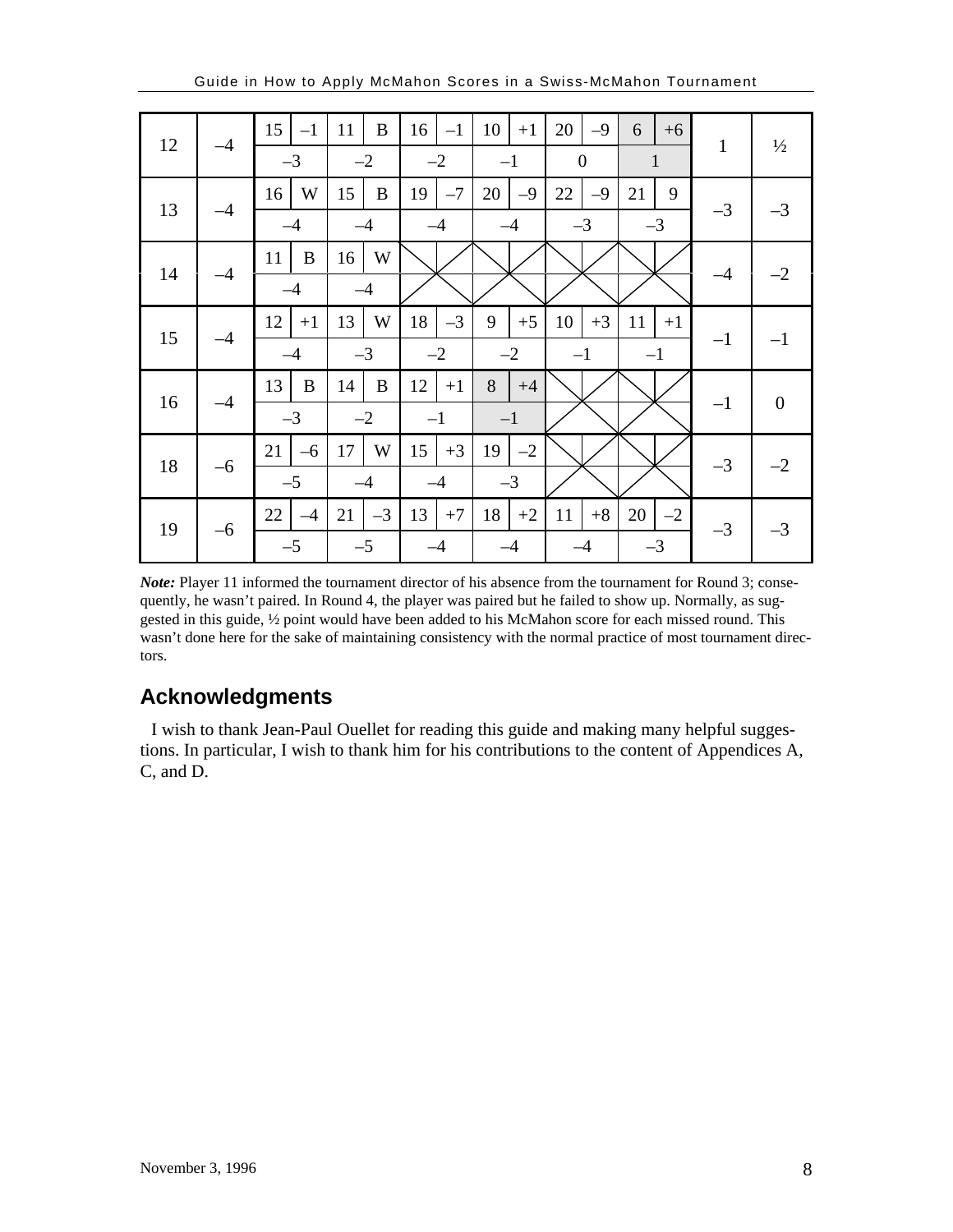| | | | | | | | | | |
|---|---|---|---|---|---|---|---|---|---|
| 12 | –4 | 15 –1 / –3 | 11 B / –2 | 16 –1 / –2 | 10 +1 / –1 | 20 –9 / 0 | 6 +6 / 1 | 1 | ½ |
| 13 | –4 | 16 W / –4 | 15 B / –4 | 19 –7 / –4 | 20 –9 / –4 | 22 –9 / –3 | 21 9 / –3 | –3 | –3 |
| 14 | –4 | 11 B / –4 | 16 W / –4 | | | | | –4 | –2 |
| 15 | –4 | 12 +1 / –4 | 13 W / –3 | 18 –3 / –2 | 9 +5 / –2 | 10 +3 / –1 | 11 +1 / –1 | –1 | –1 |
| 16 | –4 | 13 B / –3 | 14 B / –2 | 12 +1 / –1 | 8 +4 / –1 | | | –1 | 0 |
| 18 | –6 | 21 –6 / –5 | 17 W / –4 | 15 +3 / –4 | 19 –2 / –3 | | | –3 | –2 |
| 19 | –6 | 22 –4 / –5 | 21 –3 / –5 | 13 +7 / –4 | 18 +2 / –4 | 11 +8 / –4 | 20 –2 / –3 | –3 | –3 |

***Note:*** Player 11 informed the tournament director of his absence from the tournament for Round 3; consequently, he wasn't paired. In Round 4, the player was paired but he failed to show up. Normally, as suggested in this guide, ½ point would have been added to his McMahon score for each missed round. This wasn't done here for the sake of maintaining consistency with the normal practice of most tournament directors.

## Acknowledgments

I wish to thank Jean-Paul Ouellet for reading this guide and making many helpful suggestions. In particular, I wish to thank him for his contributions to the content of Appendices A, C, and D.